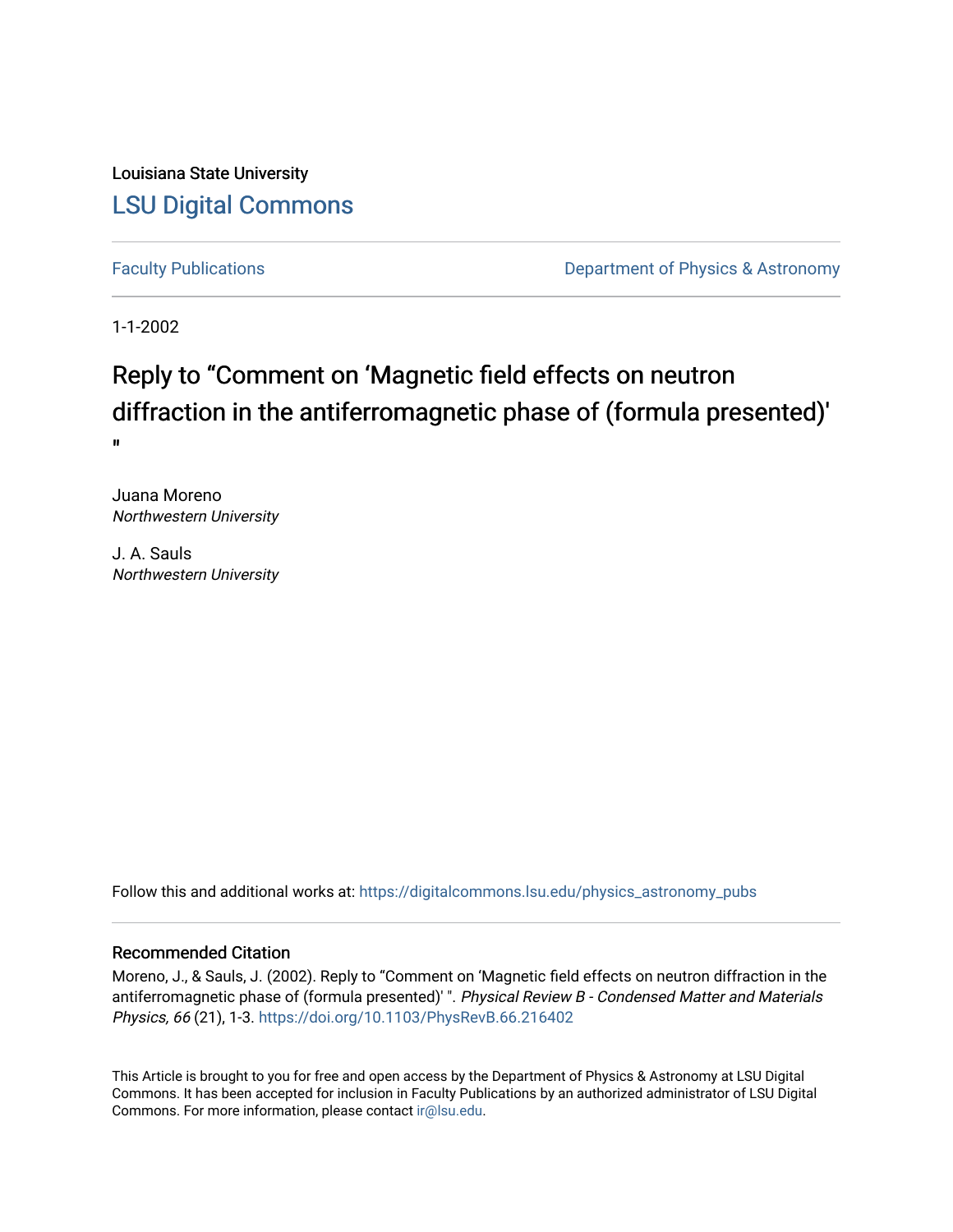Louisiana State University

## LSU Digital Commons

Faculty Publications

Department of Physics & Astronomy

1-1-2002

# Reply to “Comment on ‘Magnetic field effects on neutron diffraction in the antiferromagnetic phase of (formula presented)' "

Juana Moreno
*Northwestern University*

J. A. Sauls
*Northwestern University*

Follow this and additional works at: https://digitalcommons.lsu.edu/physics_astronomy_pubs

### Recommended Citation

Moreno, J., & Sauls, J. (2002). Reply to “Comment on ‘Magnetic field effects on neutron diffraction in the antiferromagnetic phase of (formula presented)' ". *Physical Review B - Condensed Matter and Materials Physics, 66* (21), 1-3. https://doi.org/10.1103/PhysRevB.66.216402

This Article is brought to you for free and open access by the Department of Physics & Astronomy at LSU Digital Commons. It has been accepted for inclusion in Faculty Publications by an authorized administrator of LSU Digital Commons. For more information, please contact ir@lsu.edu.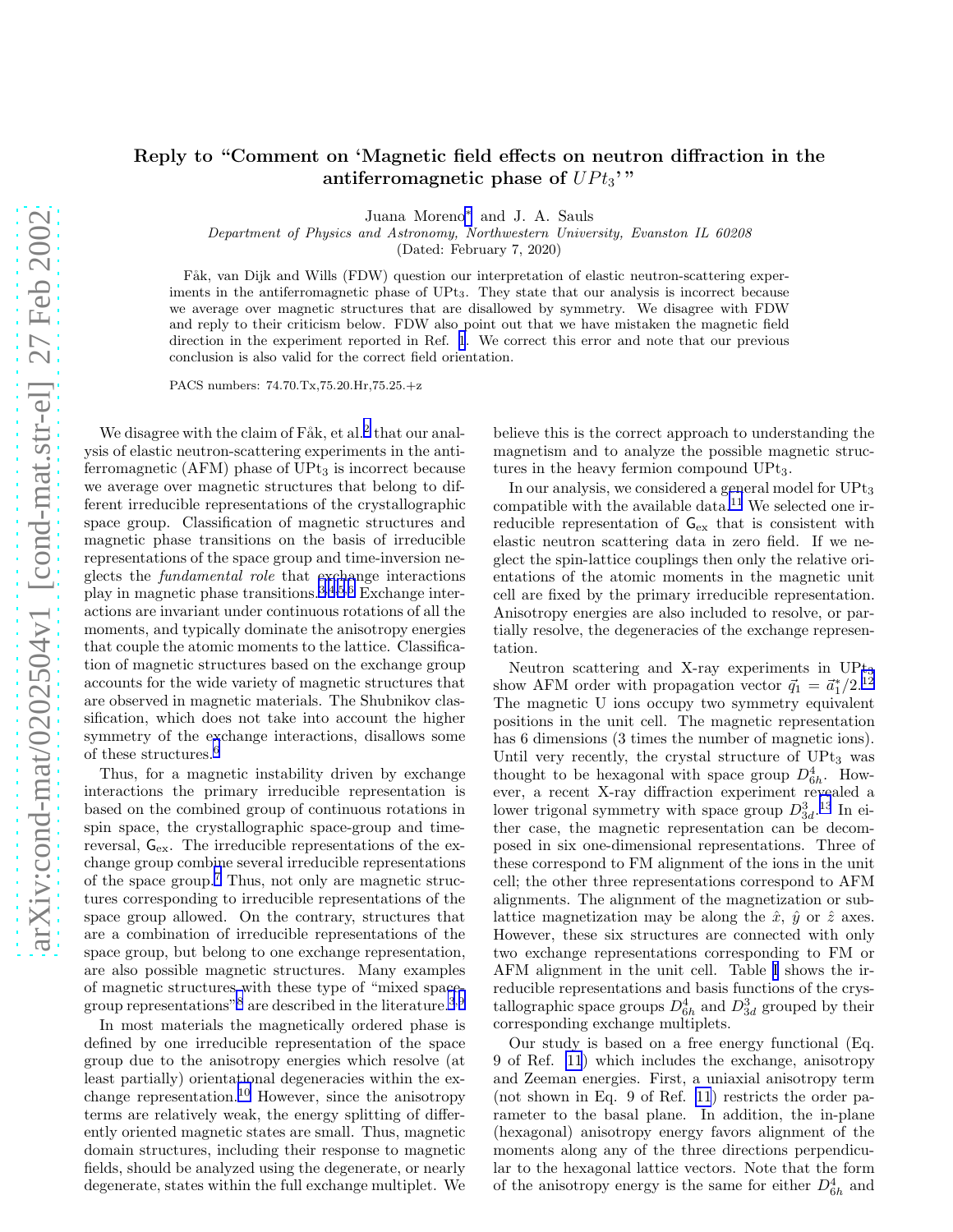# Reply to "Comment on 'Magnetic field effects on neutron diffraction in the antiferromagnetic phase of $UPt_3$'"

Juana Moreno[*] and J. A. Sauls

*Department of Physics and Astronomy, Northwestern University, Evanston IL 60208*

(Dated: February 7, 2020)

Fåk, van Dijk and Wills (FDW) question our interpretation of elastic neutron-scattering experiments in the antiferromagnetic phase of $UPt_3$. They state that our analysis is incorrect because we average over magnetic structures that are disallowed by symmetry. We disagree with FDW and reply to their criticism below. FDW also point out that we have mistaken the magnetic field direction in the experiment reported in Ref. [1]. We correct this error and note that our previous conclusion is also valid for the correct field orientation.

PACS numbers: 74.70.Tx,75.20.Hr,75.25.+z

We disagree with the claim of Fåk, et al.[2] that our analysis of elastic neutron-scattering experiments in the antiferromagnetic (AFM) phase of $UPt_3$ is incorrect because we average over magnetic structures that belong to different irreducible representations of the crystallographic space group. Classification of magnetic structures and magnetic phase transitions on the basis of irreducible representations of the space group and time-inversion neglects the *fundamental role* that exchange interactions play in magnetic phase transitions.[3,4,5,6] Exchange interactions are invariant under continuous rotations of all the moments, and typically dominate the anisotropy energies that couple the atomic moments to the lattice. Classification of magnetic structures based on the exchange group accounts for the wide variety of magnetic structures that are observed in magnetic materials. The Shubnikov classification, which does not take into account the higher symmetry of the exchange interactions, disallows some of these structures.[6]

Thus, for a magnetic instability driven by exchange interactions the primary irreducible representation is based on the combined group of continuous rotations in spin space, the crystallographic space-group and time-reversal, $\mathsf{G}_{\text{ex}}$. The irreducible representations of the exchange group combine several irreducible representations of the space group.[7] Thus, not only are magnetic structures corresponding to irreducible representations of the space group allowed. On the contrary, structures that are a combination of irreducible representations of the space group, but belong to one exchange representation, are also possible magnetic structures. Many examples of magnetic structures with these type of "mixed space-group representations"[8] are described in the literature.[3,9]

In most materials the magnetically ordered phase is defined by one irreducible representation of the space group due to the anisotropy energies which resolve (at least partially) orientational degeneracies within the exchange representation.[10] However, since the anisotropy terms are relatively weak, the energy splitting of differently oriented magnetic states are small. Thus, magnetic domain structures, including their response to magnetic fields, should be analyzed using the degenerate, or nearly degenerate, states within the full exchange multiplet. We believe this is the correct approach to understanding the magnetism and to analyze the possible magnetic structures in the heavy fermion compound $UPt_3$.

In our analysis, we considered a general model for $UPt_3$ compatible with the available data.[11] We selected one irreducible representation of $\mathsf{G}_{\text{ex}}$ that is consistent with elastic neutron scattering data in zero field. If we neglect the spin-lattice couplings then only the relative orientations of the atomic moments in the magnetic unit cell are fixed by the primary irreducible representation. Anisotropy energies are also included to resolve, or partially resolve, the degeneracies of the exchange representation.

Neutron scattering and X-ray experiments in $UPt_3$ show AFM order with propagation vector $\vec{q}_1 = \vec{a}_1^*/2$.[12] The magnetic U ions occupy two symmetry equivalent positions in the unit cell. The magnetic representation has 6 dimensions (3 times the number of magnetic ions). Until very recently, the crystal structure of $UPt_3$ was thought to be hexagonal with space group $D_{6h}^4$. However, a recent X-ray diffraction experiment revealed a lower trigonal symmetry with space group $D_{3d}^3$.[13] In either case, the magnetic representation can be decomposed in six one-dimensional representations. Three of these correspond to FM alignment of the ions in the unit cell; the other three representations correspond to AFM alignments. The alignment of the magnetization or sublattice magnetization may be along the $\hat{x}$, $\hat{y}$ or $\hat{z}$ axes. However, these six structures are connected with only two exchange representations corresponding to FM or AFM alignment in the unit cell. Table I shows the irreducible representations and basis functions of the crystallographic space groups $D_{6h}^4$ and $D_{3d}^3$ grouped by their corresponding exchange multiplets.

Our study is based on a free energy functional (Eq. 9 of Ref. [11]) which includes the exchange, anisotropy and Zeeman energies. First, a uniaxial anisotropy term (not shown in Eq. 9 of Ref. [11]) restricts the order parameter to the basal plane. In addition, the in-plane (hexagonal) anisotropy energy favors alignment of the moments along any of the three directions perpendicular to the hexagonal lattice vectors. Note that the form of the anisotropy energy is the same for either $D_{6h}^4$ and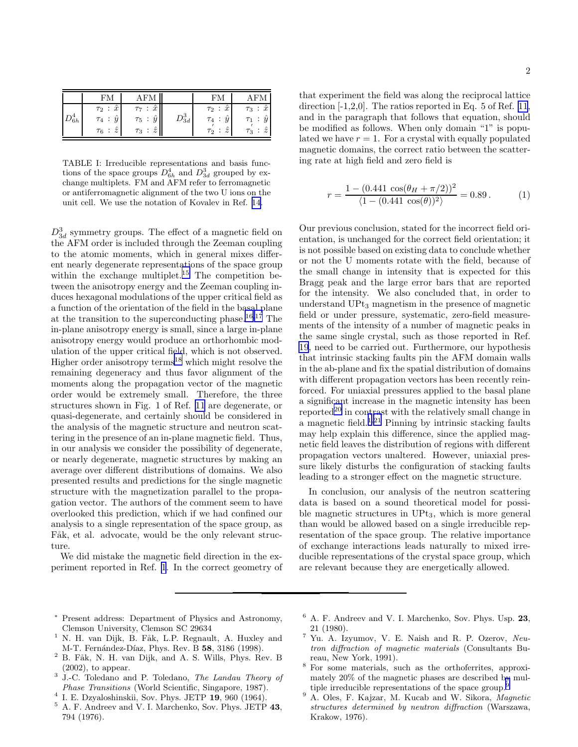|  | FM | AFM |  | FM | AFM |
|---|---|---|---|---|---|
| $D_{6h}^4$ | $\tau_2 : \hat{x}$ | $\tau_7 : \hat{x}$ | $D_{3d}^3$ | $\tau_2 : \hat{x}$ | $\tau_3 : \hat{x}$ |
|  | $\tau_4 : \hat{y}$ | $\tau_5 : \hat{y}$ |  | $\tau_4 : \hat{y}$ | $\tau_1 : \hat{y}$ |
|  | $\tau_6 : \hat{z}$ | $\tau_3 : \hat{z}$ |  | $\tau_2^{'} : \hat{z}$ | $\tau_3^{'} : \hat{z}$ |

TABLE I: Irreducible representations and basis functions of the space groups $D_{6h}^4$ and $D_{3d}^3$ grouped by exchange multiplets. FM and AFM refer to ferromagnetic or antiferromagnetic alignment of the two U ions on the unit cell. We use the notation of Kovalev in Ref. 14.

$D_{3d}^3$ symmetry groups. The effect of a magnetic field on the AFM order is included through the Zeeman coupling to the atomic moments, which in general mixes different nearly degenerate representations of the space group within the exchange multiplet.[15] The competition between the anisotropy energy and the Zeeman coupling induces hexagonal modulations of the upper critical field as a function of the orientation of the field in the basal plane at the transition to the superconducting phase.[16,17] The in-plane anisotropy energy is small, since a large in-plane anisotropy energy would produce an orthorhombic modulation of the upper critical field, which is not observed. Higher order anisotropy terms[18] which might resolve the remaining degeneracy and thus favor alignment of the moments along the propagation vector of the magnetic order would be extremely small. Therefore, the three structures shown in Fig. 1 of Ref. 11 are degenerate, or quasi-degenerate, and certainly should be considered in the analysis of the magnetic structure and neutron scattering in the presence of an in-plane magnetic field. Thus, in our analysis we consider the possibility of degenerate, or nearly degenerate, magnetic structures by making an average over different distributions of domains. We also presented results and predictions for the single magnetic structure with the magnetization parallel to the propagation vector. The authors of the comment seem to have overlooked this prediction, which if we had confined our analysis to a single representation of the space group, as Fåk, et al. advocate, would be the only relevant structure.

We did mistake the magnetic field direction in the experiment reported in Ref. 1. In the correct geometry of that experiment the field was along the reciprocal lattice direction [-1,2,0]. The ratios reported in Eq. 5 of Ref. 11, and in the paragraph that follows that equation, should be modified as follows. When only domain "1" is populated we have $r = 1$. For a crystal with equally populated magnetic domains, the correct ratio between the scattering rate at high field and zero field is

$$r = \frac{1 - (0.441\,\cos(\theta_H + \pi/2))^2}{\langle 1 - (0.441\,\cos(\theta))^2 \rangle} = 0.89\,. \tag{1}$$

Our previous conclusion, stated for the incorrect field orientation, is unchanged for the correct field orientation; it is not possible based on existing data to conclude whether or not the U moments rotate with the field, because of the small change in intensity that is expected for this Bragg peak and the large error bars that are reported for the intensity. We also concluded that, in order to understand $UPt_3$ magnetism in the presence of magnetic field or under pressure, systematic, zero-field measurements of the intensity of a number of magnetic peaks in the same single crystal, such as those reported in Ref. 19, need to be carried out. Furthermore, our hypothesis that intrinsic stacking faults pin the AFM domain walls in the ab-plane and fix the spatial distribution of domains with different propagation vectors has been recently reinforced. For uniaxial pressures applied to the basal plane a significant increase in the magnetic intensity has been reported[20] in contrast with the relatively small change in a magnetic field.[1,21] Pinning by intrinsic stacking faults may help explain this difference, since the applied magnetic field leaves the distribution of regions with different propagation vectors unaltered. However, uniaxial pressure likely disturbs the configuration of stacking faults leading to a stronger effect on the magnetic structure.

In conclusion, our analysis of the neutron scattering data is based on a sound theoretical model for possible magnetic structures in $UPt_3$, which is more general than would be allowed based on a single irreducible representation of the space group. The relative importance of exchange interactions leads naturally to mixed irreducible representations of the crystal space group, which are relevant because they are energetically allowed.

---

* Present address: Department of Physics and Astronomy, Clemson University, Clemson SC 29634

[1] N. H. van Dijk, B. Fåk, L.P. Regnault, A. Huxley and M-T. Fernández-Díaz, Phys. Rev. B **58**, 3186 (1998).

[2] B. Fåk, N. H. van Dijk, and A. S. Wills, Phys. Rev. B (2002), to appear.

[3] J.-C. Toledano and P. Toledano, *The Landau Theory of Phase Transitions* (World Scientific, Singapore, 1987).

[4] I. E. Dzyaloshinskii, Sov. Phys. JETP **19**, 960 (1964).

[5] A. F. Andreev and V. I. Marchenko, Sov. Phys. JETP **43**, 794 (1976).

[6] A. F. Andreev and V. I. Marchenko, Sov. Phys. Usp. **23**, 21 (1980).

[7] Yu. A. Izyumov, V. E. Naish and R. P. Ozerov, *Neutron diffraction of magnetic materials* (Consultants Bureau, New York, 1991).

[8] For some materials, such as the orthoferrites, approximately 20% of the magnetic phases are described by multiple irreducible representations of the space group.[9]

[9] A. Oles, F. Kajzar, M. Kucab and W. Sikora, *Magnetic structures determined by neutron diffraction* (Warszawa, Krakow, 1976).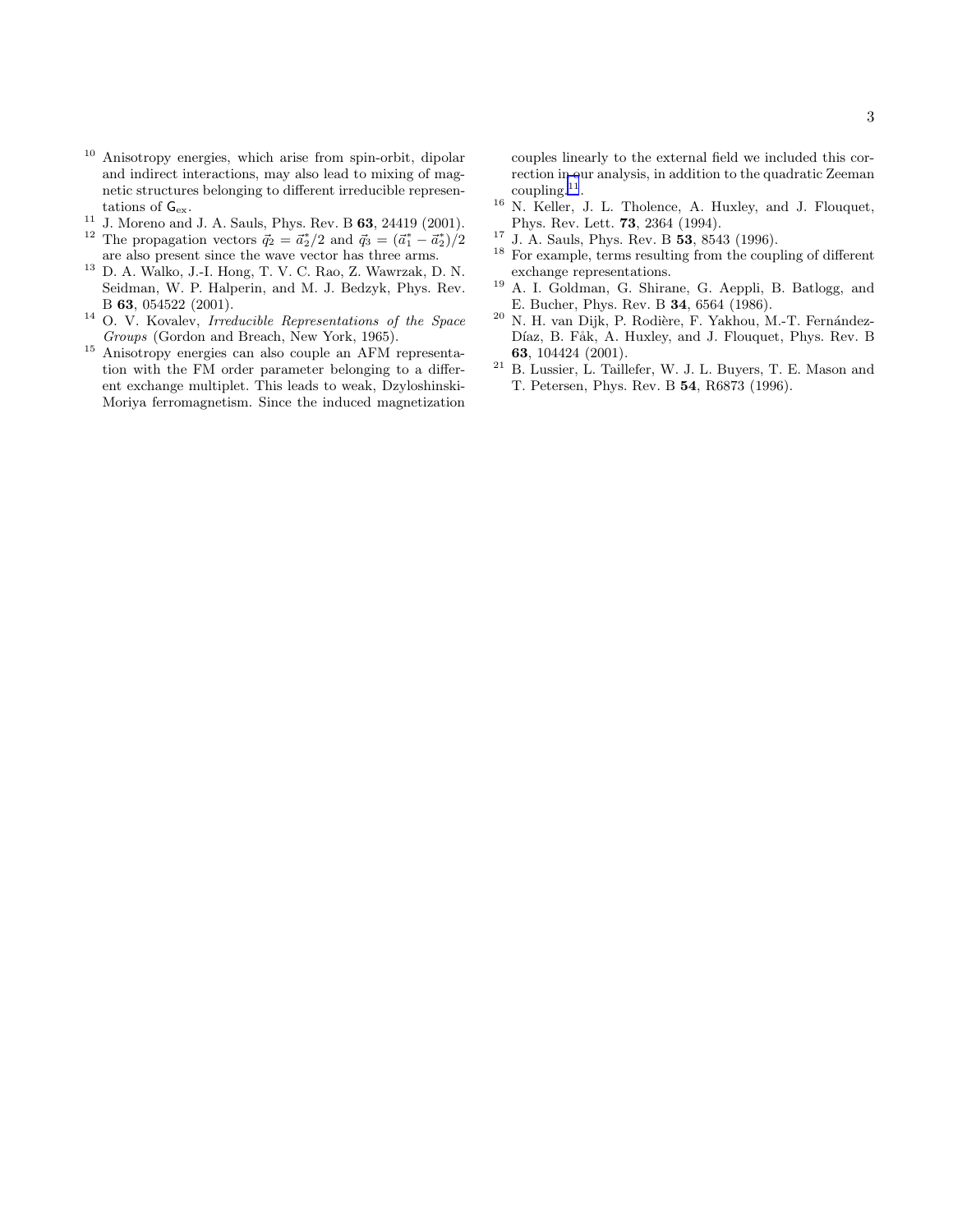[10] Anisotropy energies, which arise from spin-orbit, dipolar and indirect interactions, may also lead to mixing of magnetic structures belonging to different irreducible representations of $\mathsf{G}_{\rm ex}$.

[11] J. Moreno and J. A. Sauls, Phys. Rev. B **63**, 24419 (2001).

[12] The propagation vectors $\vec{q}_2 = \vec{a}_2^*/2$ and $\vec{q}_3 = (\vec{a}_1^* - \vec{a}_2^*)/2$ are also present since the wave vector has three arms.

[13] D. A. Walko, J.-I. Hong, T. V. C. Rao, Z. Wawrzak, D. N. Seidman, W. P. Halperin, and M. J. Bedzyk, Phys. Rev. B **63**, 054522 (2001).

[14] O. V. Kovalev, *Irreducible Representations of the Space Groups* (Gordon and Breach, New York, 1965).

[15] Anisotropy energies can also couple an AFM representation with the FM order parameter belonging to a different exchange multiplet. This leads to weak, Dzyloshinski-Moriya ferromagnetism. Since the induced magnetization couples linearly to the external field we included this correction in our analysis, in addition to the quadratic Zeeman coupling[11].

[16] N. Keller, J. L. Tholence, A. Huxley, and J. Flouquet, Phys. Rev. Lett. **73**, 2364 (1994).

[17] J. A. Sauls, Phys. Rev. B **53**, 8543 (1996).

[18] For example, terms resulting from the coupling of different exchange representations.

[19] A. I. Goldman, G. Shirane, G. Aeppli, B. Batlogg, and E. Bucher, Phys. Rev. B **34**, 6564 (1986).

[20] N. H. van Dijk, P. Rodière, F. Yakhou, M.-T. Fernández-Díaz, B. Fåk, A. Huxley, and J. Flouquet, Phys. Rev. B **63**, 104424 (2001).

[21] B. Lussier, L. Taillefer, W. J. L. Buyers, T. E. Mason and T. Petersen, Phys. Rev. B **54**, R6873 (1996).